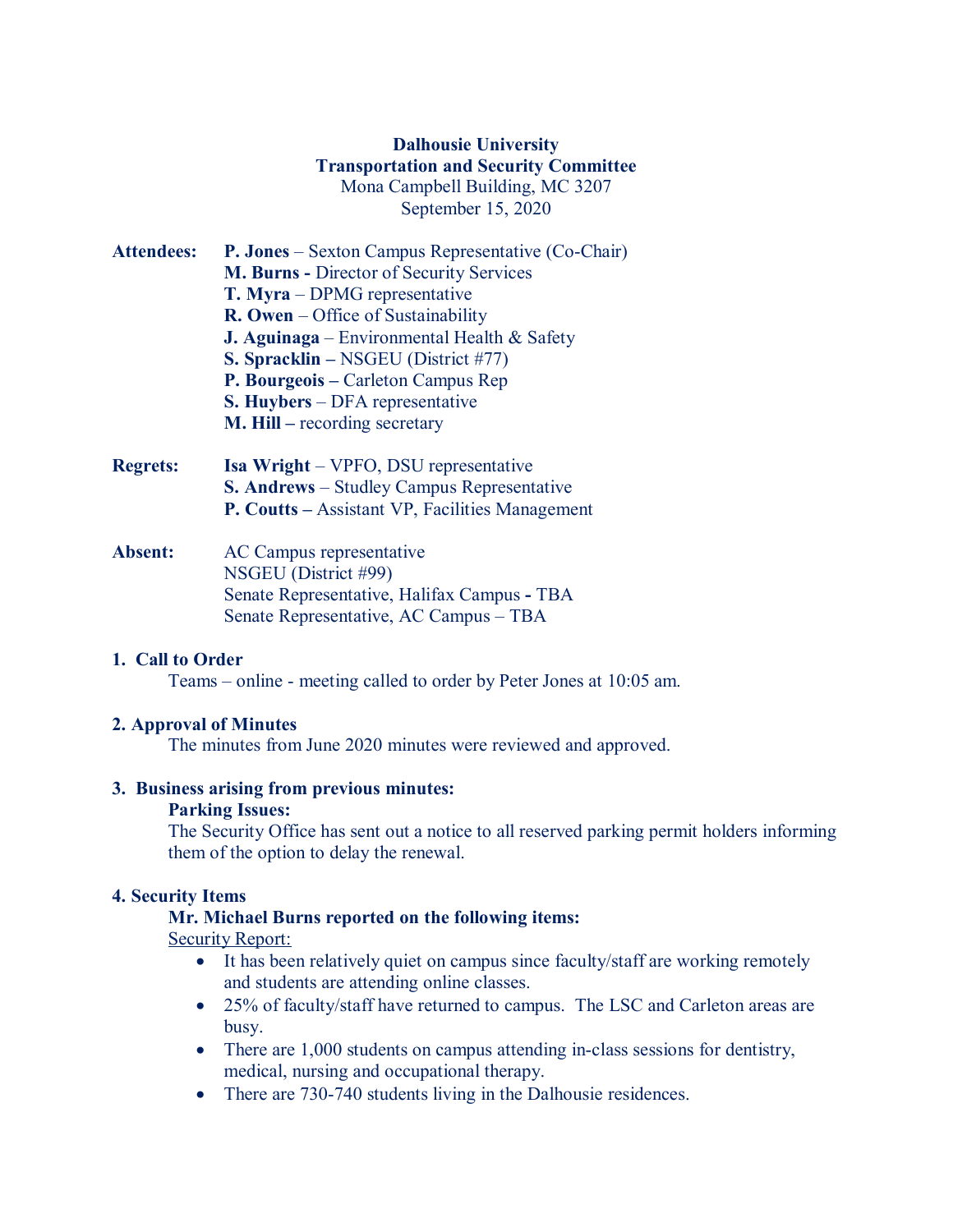**Dalhousie University**
**Transportation and Security Committee**
Mona Campbell Building, MC 3207
September 15, 2020

**Attendees:**
- **P. Jones** – Sexton Campus Representative (Co-Chair)
- **M. Burns -** Director of Security Services
- **T. Myra** – DPMG representative
- **R. Owen** – Office of Sustainability
- **J. Aguinaga** – Environmental Health & Safety
- **S. Spracklin –** NSGEU (District #77)
- **P. Bourgeois –** Carleton Campus Rep
- **S. Huybers** – DFA representative
- **M. Hill –** recording secretary

**Regrets:**
- **Isa Wright** – VPFO, DSU representative
- **S. Andrews** – Studley Campus Representative
- **P. Coutts –** Assistant VP, Facilities Management

**Absent:**
- AC Campus representative
- NSGEU (District #99)
- Senate Representative, Halifax Campus - TBA
- Senate Representative, AC Campus – TBA

## 1. Call to Order

Teams – online - meeting called to order by Peter Jones at 10:05 am.

## 2. Approval of Minutes

The minutes from June 2020 minutes were reviewed and approved.

## 3. Business arising from previous minutes:

**Parking Issues:**

The Security Office has sent out a notice to all reserved parking permit holders informing them of the option to delay the renewal.

## 4. Security Items

**Mr. Michael Burns reported on the following items:**

Security Report:

- It has been relatively quiet on campus since faculty/staff are working remotely and students are attending online classes.
- 25% of faculty/staff have returned to campus. The LSC and Carleton areas are busy.
- There are 1,000 students on campus attending in-class sessions for dentistry, medical, nursing and occupational therapy.
- There are 730-740 students living in the Dalhousie residences.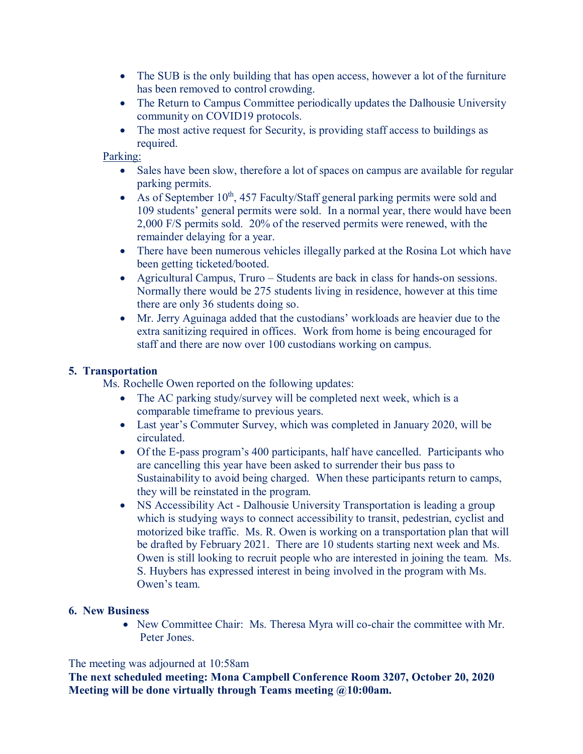- The SUB is the only building that has open access, however a lot of the furniture has been removed to control crowding.
- The Return to Campus Committee periodically updates the Dalhousie University community on COVID19 protocols.
- The most active request for Security, is providing staff access to buildings as required.

Parking:

- Sales have been slow, therefore a lot of spaces on campus are available for regular parking permits.
- As of September 10th, 457 Faculty/Staff general parking permits were sold and 109 students' general permits were sold. In a normal year, there would have been 2,000 F/S permits sold. 20% of the reserved permits were renewed, with the remainder delaying for a year.
- There have been numerous vehicles illegally parked at the Rosina Lot which have been getting ticketed/booted.
- Agricultural Campus, Truro – Students are back in class for hands-on sessions. Normally there would be 275 students living in residence, however at this time there are only 36 students doing so.
- Mr. Jerry Aguinaga added that the custodians' workloads are heavier due to the extra sanitizing required in offices. Work from home is being encouraged for staff and there are now over 100 custodians working on campus.

## 5. Transportation

Ms. Rochelle Owen reported on the following updates:

- The AC parking study/survey will be completed next week, which is a comparable timeframe to previous years.
- Last year's Commuter Survey, which was completed in January 2020, will be circulated.
- Of the E-pass program's 400 participants, half have cancelled. Participants who are cancelling this year have been asked to surrender their bus pass to Sustainability to avoid being charged. When these participants return to camps, they will be reinstated in the program.
- NS Accessibility Act - Dalhousie University Transportation is leading a group which is studying ways to connect accessibility to transit, pedestrian, cyclist and motorized bike traffic. Ms. R. Owen is working on a transportation plan that will be drafted by February 2021. There are 10 students starting next week and Ms. Owen is still looking to recruit people who are interested in joining the team. Ms. S. Huybers has expressed interest in being involved in the program with Ms. Owen's team.

## 6. New Business

- New Committee Chair: Ms. Theresa Myra will co-chair the committee with Mr. Peter Jones.

The meeting was adjourned at 10:58am

**The next scheduled meeting: Mona Campbell Conference Room 3207, October 20, 2020**
**Meeting will be done virtually through Teams meeting @10:00am.**